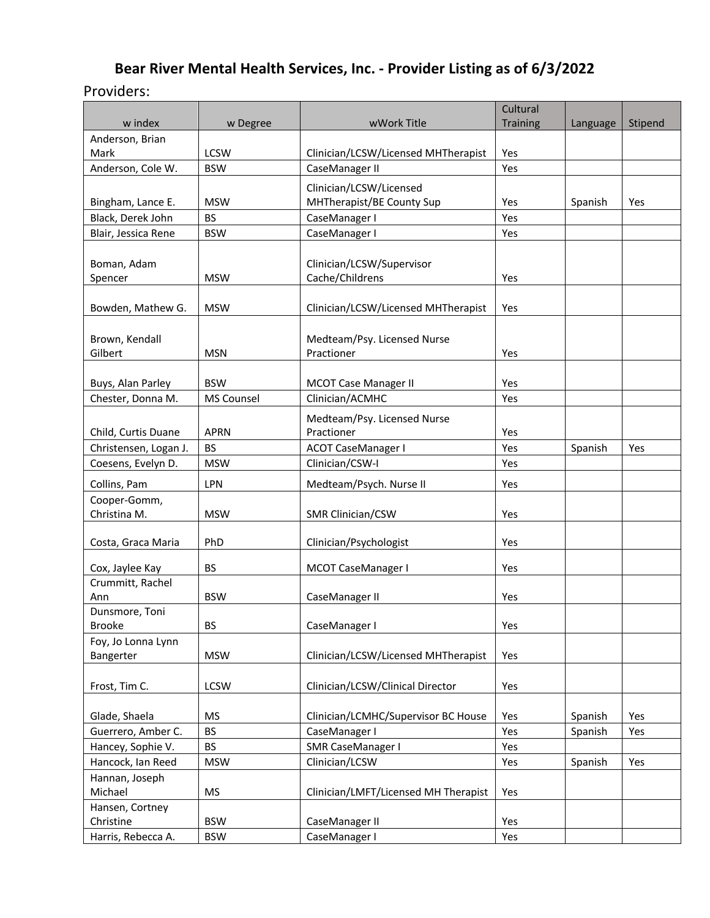# Bear River Mental Health Services, Inc. - Provider Listing as of 6/3/2022

Providers:

| w index | w Degree | wWork Title | Cultural Training | Language | Stipend |
|---|---|---|---|---|---|
| Anderson, Brian Mark | LCSW | Clinician/LCSW/Licensed MHTherapist | Yes | | |
| Anderson, Cole W. | BSW | CaseManager II | Yes | | |
| Bingham, Lance E. | MSW | Clinician/LCSW/Licensed MHTherapist/BE County Sup | Yes | Spanish | Yes |
| Black, Derek John | BS | CaseManager I | Yes | | |
| Blair, Jessica Rene | BSW | CaseManager I | Yes | | |
| Boman, Adam Spencer | MSW | Clinician/LCSW/Supervisor Cache/Childrens | Yes | | |
| Bowden, Mathew G. | MSW | Clinician/LCSW/Licensed MHTherapist | Yes | | |
| Brown, Kendall Gilbert | MSN | Medteam/Psy. Licensed Nurse Practioner | Yes | | |
| Buys, Alan Parley | BSW | MCOT Case Manager II | Yes | | |
| Chester, Donna M. | MS Counsel | Clinician/ACMHC | Yes | | |
| Child, Curtis Duane | APRN | Medteam/Psy. Licensed Nurse Practioner | Yes | | |
| Christensen, Logan J. | BS | ACOT CaseManager I | Yes | Spanish | Yes |
| Coesens, Evelyn D. | MSW | Clinician/CSW-I | Yes | | |
| Collins, Pam | LPN | Medteam/Psych. Nurse II | Yes | | |
| Cooper-Gomm, Christina M. | MSW | SMR Clinician/CSW | Yes | | |
| Costa, Graca Maria | PhD | Clinician/Psychologist | Yes | | |
| Cox, Jaylee Kay | BS | MCOT CaseManager I | Yes | | |
| Crummitt, Rachel Ann | BSW | CaseManager II | Yes | | |
| Dunsmore, Toni Brooke | BS | CaseManager I | Yes | | |
| Foy, Jo Lonna Lynn Bangerter | MSW | Clinician/LCSW/Licensed MHTherapist | Yes | | |
| Frost, Tim C. | LCSW | Clinician/LCSW/Clinical Director | Yes | | |
| Glade, Shaela | MS | Clinician/LCMHC/Supervisor BC House | Yes | Spanish | Yes |
| Guerrero, Amber C. | BS | CaseManager I | Yes | Spanish | Yes |
| Hancey, Sophie V. | BS | SMR CaseManager I | Yes | | |
| Hancock, Ian Reed | MSW | Clinician/LCSW | Yes | Spanish | Yes |
| Hannan, Joseph Michael | MS | Clinician/LMFT/Licensed MH Therapist | Yes | | |
| Hansen, Cortney Christine | BSW | CaseManager II | Yes | | |
| Harris, Rebecca A. | BSW | CaseManager I | Yes | | |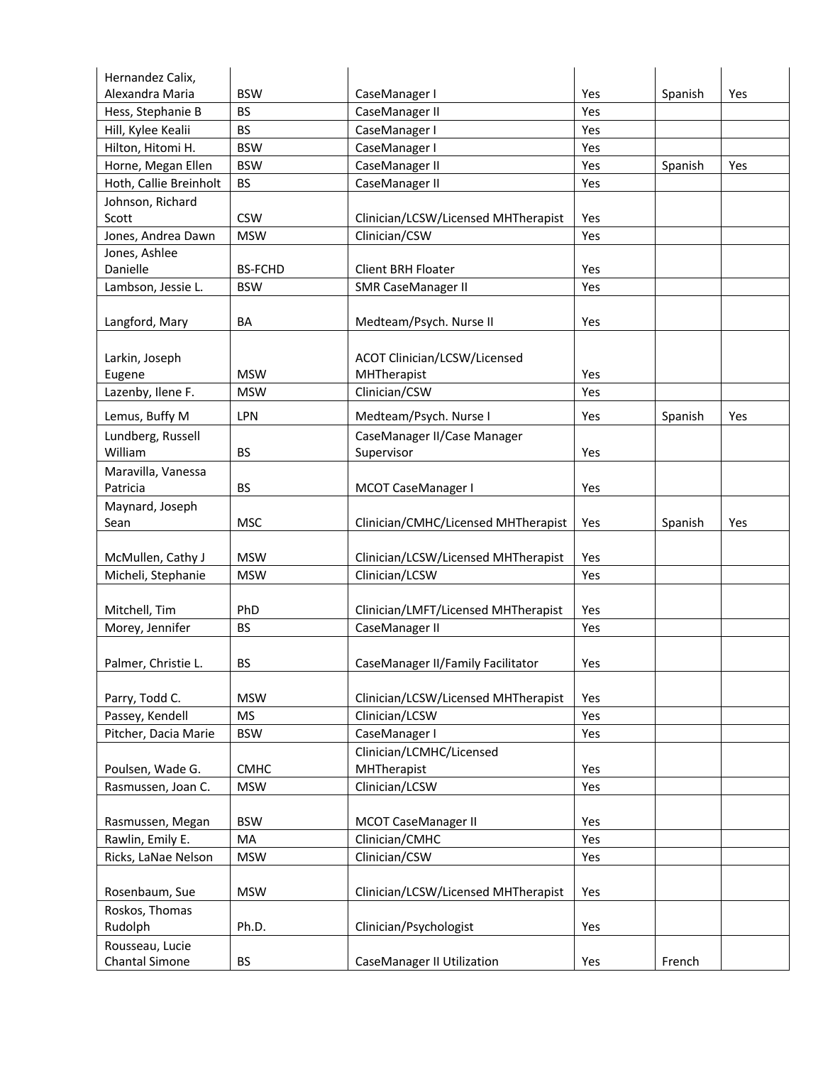| | | | | | |
|---|---|---|---|---|---|
| Hernandez Calix, Alexandra Maria | BSW | CaseManager I | Yes | Spanish | Yes |
| Hess, Stephanie B | BS | CaseManager II | Yes | | |
| Hill, Kylee Kealii | BS | CaseManager I | Yes | | |
| Hilton, Hitomi H. | BSW | CaseManager I | Yes | | |
| Horne, Megan Ellen | BSW | CaseManager II | Yes | Spanish | Yes |
| Hoth, Callie Breinholt | BS | CaseManager II | Yes | | |
| Johnson, Richard Scott | CSW | Clinician/LCSW/Licensed MHTherapist | Yes | | |
| Jones, Andrea Dawn | MSW | Clinician/CSW | Yes | | |
| Jones, Ashlee Danielle | BS-FCHD | Client BRH Floater | Yes | | |
| Lambson, Jessie L. | BSW | SMR CaseManager II | Yes | | |
| Langford, Mary | BA | Medteam/Psych. Nurse II | Yes | | |
| Larkin, Joseph Eugene | MSW | ACOT Clinician/LCSW/Licensed MHTherapist | Yes | | |
| Lazenby, Ilene F. | MSW | Clinician/CSW | Yes | | |
| Lemus, Buffy M | LPN | Medteam/Psych. Nurse I | Yes | Spanish | Yes |
| Lundberg, Russell William | BS | CaseManager II/Case Manager Supervisor | Yes | | |
| Maravilla, Vanessa Patricia | BS | MCOT CaseManager I | Yes | | |
| Maynard, Joseph Sean | MSC | Clinician/CMHC/Licensed MHTherapist | Yes | Spanish | Yes |
| McMullen, Cathy J | MSW | Clinician/LCSW/Licensed MHTherapist | Yes | | |
| Micheli, Stephanie | MSW | Clinician/LCSW | Yes | | |
| Mitchell, Tim | PhD | Clinician/LMFT/Licensed MHTherapist | Yes | | |
| Morey, Jennifer | BS | CaseManager II | Yes | | |
| Palmer, Christie L. | BS | CaseManager II/Family Facilitator | Yes | | |
| Parry, Todd C. | MSW | Clinician/LCSW/Licensed MHTherapist | Yes | | |
| Passey, Kendell | MS | Clinician/LCSW | Yes | | |
| Pitcher, Dacia Marie | BSW | CaseManager I | Yes | | |
| Poulsen, Wade G. | CMHC | Clinician/LCMHC/Licensed MHTherapist | Yes | | |
| Rasmussen, Joan C. | MSW | Clinician/LCSW | Yes | | |
| Rasmussen, Megan | BSW | MCOT CaseManager II | Yes | | |
| Rawlin, Emily E. | MA | Clinician/CMHC | Yes | | |
| Ricks, LaNae Nelson | MSW | Clinician/CSW | Yes | | |
| Rosenbaum, Sue | MSW | Clinician/LCSW/Licensed MHTherapist | Yes | | |
| Roskos, Thomas Rudolph | Ph.D. | Clinician/Psychologist | Yes | | |
| Rousseau, Lucie Chantal Simone | BS | CaseManager II Utilization | Yes | French | |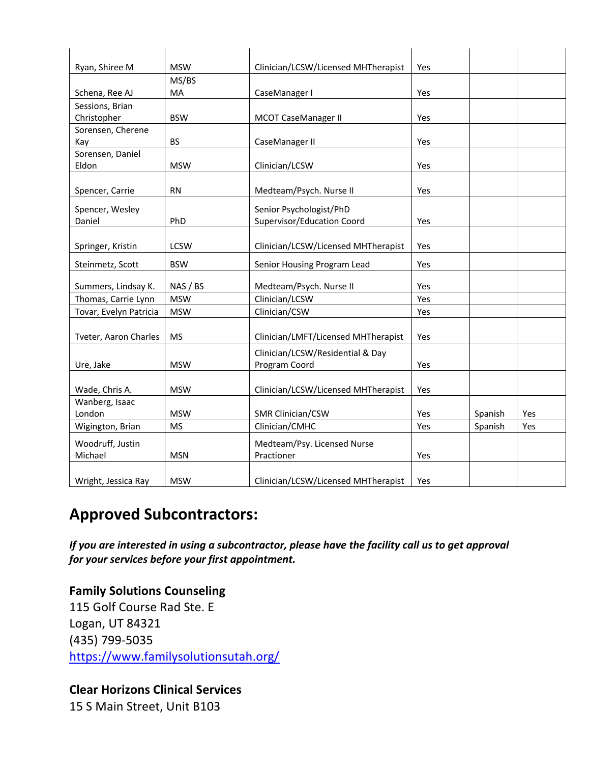| | | | | | |
|---|---|---|---|---|---|
| Ryan, Shiree M | MSW | Clinician/LCSW/Licensed MHTherapist | Yes | | |
| Schena, Ree AJ | MS/BS MA | CaseManager I | Yes | | |
| Sessions, Brian Christopher | BSW | MCOT CaseManager II | Yes | | |
| Sorensen, Cherene Kay | BS | CaseManager II | Yes | | |
| Sorensen, Daniel Eldon | MSW | Clinician/LCSW | Yes | | |
| Spencer, Carrie | RN | Medteam/Psych. Nurse II | Yes | | |
| Spencer, Wesley Daniel | PhD | Senior Psychologist/PhD Supervisor/Education Coord | Yes | | |
| Springer, Kristin | LCSW | Clinician/LCSW/Licensed MHTherapist | Yes | | |
| Steinmetz, Scott | BSW | Senior Housing Program Lead | Yes | | |
| Summers, Lindsay K. | NAS / BS | Medteam/Psych. Nurse II | Yes | | |
| Thomas, Carrie Lynn | MSW | Clinician/LCSW | Yes | | |
| Tovar, Evelyn Patricia | MSW | Clinician/CSW | Yes | | |
| Tveter, Aaron Charles | MS | Clinician/LMFT/Licensed MHTherapist | Yes | | |
| Ure, Jake | MSW | Clinician/LCSW/Residential & Day Program Coord | Yes | | |
| Wade, Chris A. | MSW | Clinician/LCSW/Licensed MHTherapist | Yes | | |
| Wanberg, Isaac London | MSW | SMR Clinician/CSW | Yes | Spanish | Yes |
| Wigington, Brian | MS | Clinician/CMHC | Yes | Spanish | Yes |
| Woodruff, Justin Michael | MSN | Medteam/Psy. Licensed Nurse Practioner | Yes | | |
| Wright, Jessica Ray | MSW | Clinician/LCSW/Licensed MHTherapist | Yes | | |

# Approved Subcontractors:

***If you are interested in using a subcontractor, please have the facility call us to get approval for your services before your first appointment.***

**Family Solutions Counseling**
115 Golf Course Rad Ste. E
Logan, UT 84321
(435) 799-5035
https://www.familysolutionsutah.org/

**Clear Horizons Clinical Services**
15 S Main Street, Unit B103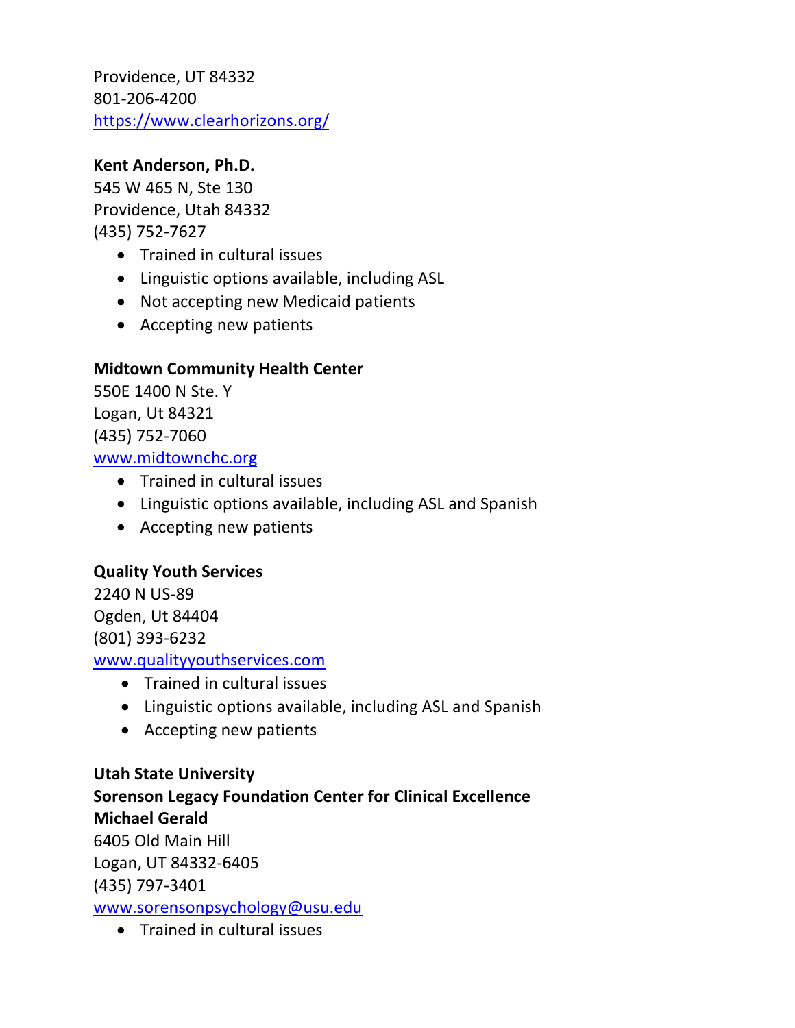Providence, UT 84332
801-206-4200
https://www.clearhorizons.org/

**Kent Anderson, Ph.D.**
545 W 465 N, Ste 130
Providence, Utah 84332
(435) 752-7627

- Trained in cultural issues
- Linguistic options available, including ASL
- Not accepting new Medicaid patients
- Accepting new patients

**Midtown Community Health Center**
550E 1400 N Ste. Y
Logan, Ut 84321
(435) 752-7060
www.midtownchc.org

- Trained in cultural issues
- Linguistic options available, including ASL and Spanish
- Accepting new patients

**Quality Youth Services**
2240 N US-89
Ogden, Ut 84404
(801) 393-6232
www.qualityyouthservices.com

- Trained in cultural issues
- Linguistic options available, including ASL and Spanish
- Accepting new patients

**Utah State University**
**Sorenson Legacy Foundation Center for Clinical Excellence**
**Michael Gerald**
6405 Old Main Hill
Logan, UT 84332-6405
(435) 797-3401
www.sorensonpsychology@usu.edu

- Trained in cultural issues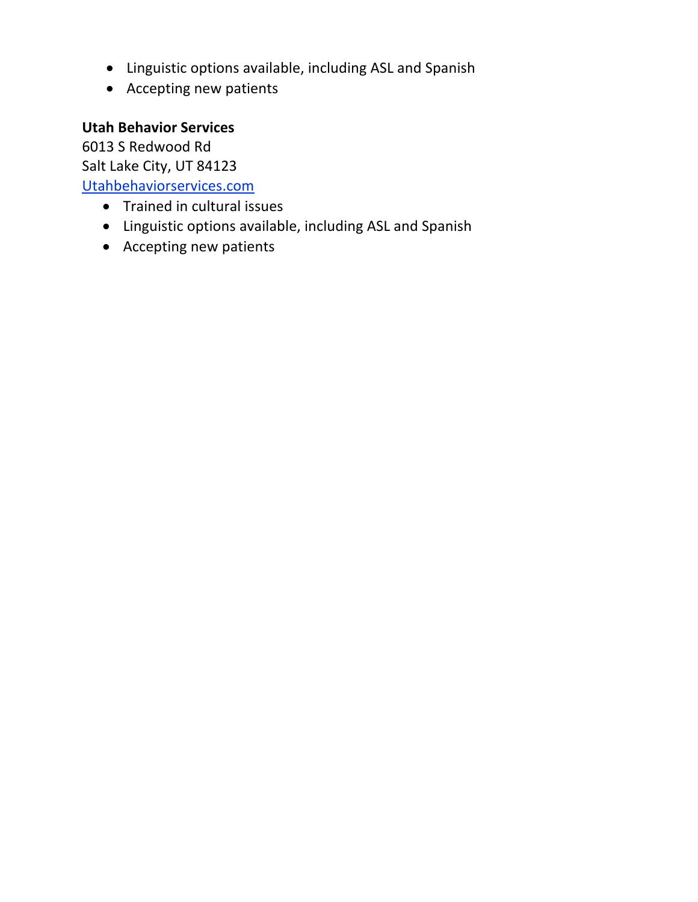- Linguistic options available, including ASL and Spanish
- Accepting new patients

**Utah Behavior Services**
6013 S Redwood Rd
Salt Lake City, UT 84123
Utahbehaviorservices.com

- Trained in cultural issues
- Linguistic options available, including ASL and Spanish
- Accepting new patients